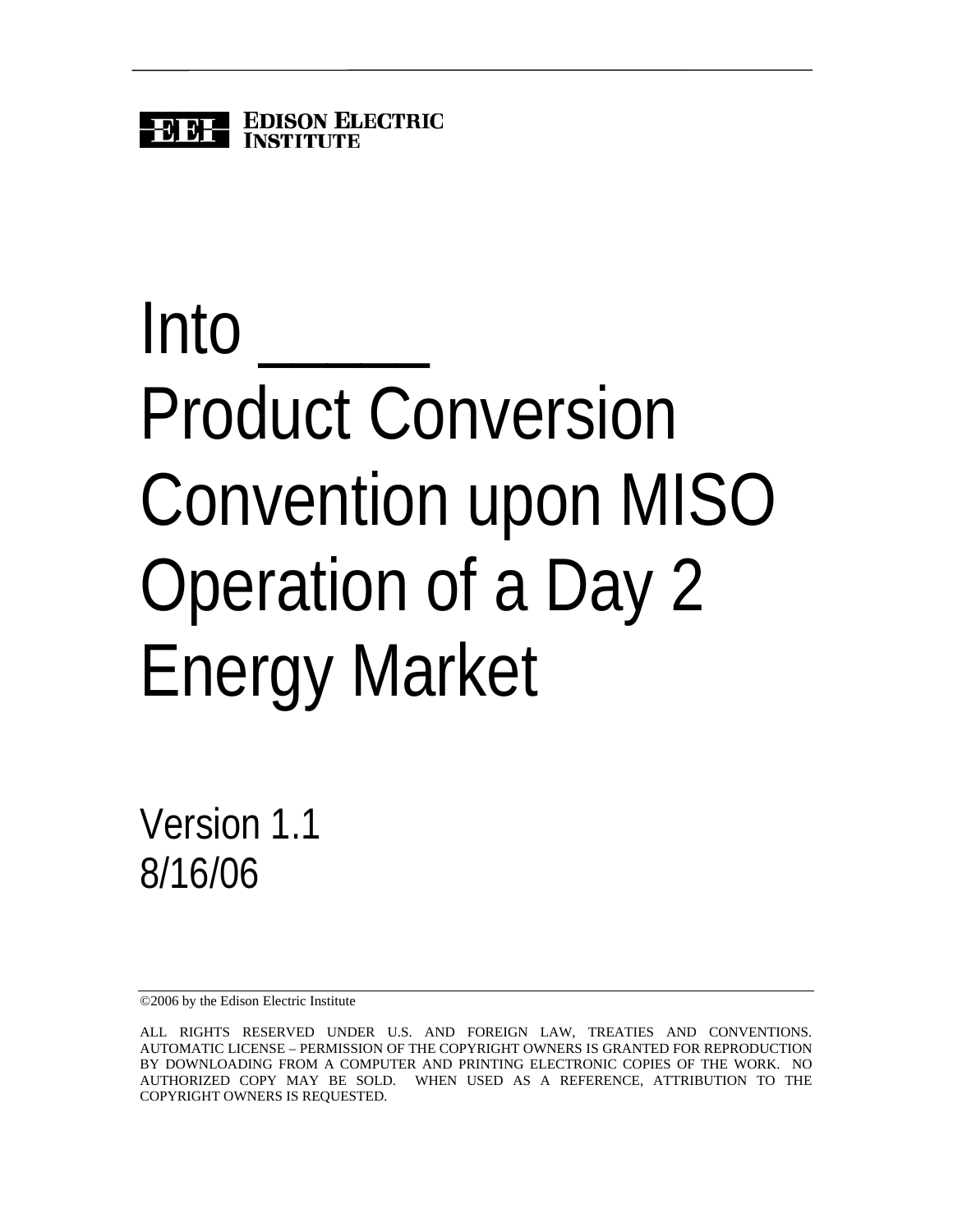**EDISON ELECTRIC INSTITUTE**

# Into _____ Product Conversion Convention upon MISO Operation of a Day 2 Energy Market

Version 1.1
8/16/06

©2006 by the Edison Electric Institute

ALL RIGHTS RESERVED UNDER U.S. AND FOREIGN LAW, TREATIES AND CONVENTIONS. AUTOMATIC LICENSE – PERMISSION OF THE COPYRIGHT OWNERS IS GRANTED FOR REPRODUCTION BY DOWNLOADING FROM A COMPUTER AND PRINTING ELECTRONIC COPIES OF THE WORK. NO AUTHORIZED COPY MAY BE SOLD. WHEN USED AS A REFERENCE, ATTRIBUTION TO THE COPYRIGHT OWNERS IS REQUESTED.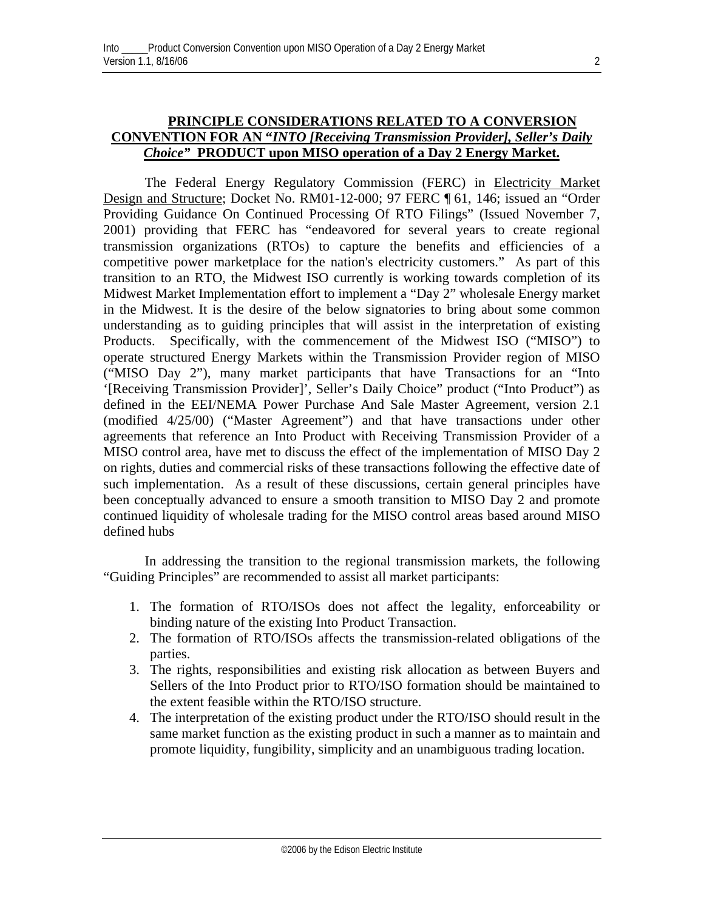**PRINCIPLE CONSIDERATIONS RELATED TO A CONVERSION CONVENTION FOR AN "*INTO [Receiving Transmission Provider], Seller's Daily Choice*" PRODUCT upon MISO operation of a Day 2 Energy Market.**

The Federal Energy Regulatory Commission (FERC) in Electricity Market Design and Structure; Docket No. RM01-12-000; 97 FERC ¶ 61, 146; issued an "Order Providing Guidance On Continued Processing Of RTO Filings" (Issued November 7, 2001) providing that FERC has "endeavored for several years to create regional transmission organizations (RTOs) to capture the benefits and efficiencies of a competitive power marketplace for the nation's electricity customers." As part of this transition to an RTO, the Midwest ISO currently is working towards completion of its Midwest Market Implementation effort to implement a "Day 2" wholesale Energy market in the Midwest. It is the desire of the below signatories to bring about some common understanding as to guiding principles that will assist in the interpretation of existing Products. Specifically, with the commencement of the Midwest ISO ("MISO") to operate structured Energy Markets within the Transmission Provider region of MISO ("MISO Day 2"), many market participants that have Transactions for an "Into '[Receiving Transmission Provider]', Seller's Daily Choice" product ("Into Product") as defined in the EEI/NEMA Power Purchase And Sale Master Agreement, version 2.1 (modified 4/25/00) ("Master Agreement") and that have transactions under other agreements that reference an Into Product with Receiving Transmission Provider of a MISO control area, have met to discuss the effect of the implementation of MISO Day 2 on rights, duties and commercial risks of these transactions following the effective date of such implementation. As a result of these discussions, certain general principles have been conceptually advanced to ensure a smooth transition to MISO Day 2 and promote continued liquidity of wholesale trading for the MISO control areas based around MISO defined hubs

In addressing the transition to the regional transmission markets, the following "Guiding Principles" are recommended to assist all market participants:

1. The formation of RTO/ISOs does not affect the legality, enforceability or binding nature of the existing Into Product Transaction.
2. The formation of RTO/ISOs affects the transmission-related obligations of the parties.
3. The rights, responsibilities and existing risk allocation as between Buyers and Sellers of the Into Product prior to RTO/ISO formation should be maintained to the extent feasible within the RTO/ISO structure.
4. The interpretation of the existing product under the RTO/ISO should result in the same market function as the existing product in such a manner as to maintain and promote liquidity, fungibility, simplicity and an unambiguous trading location.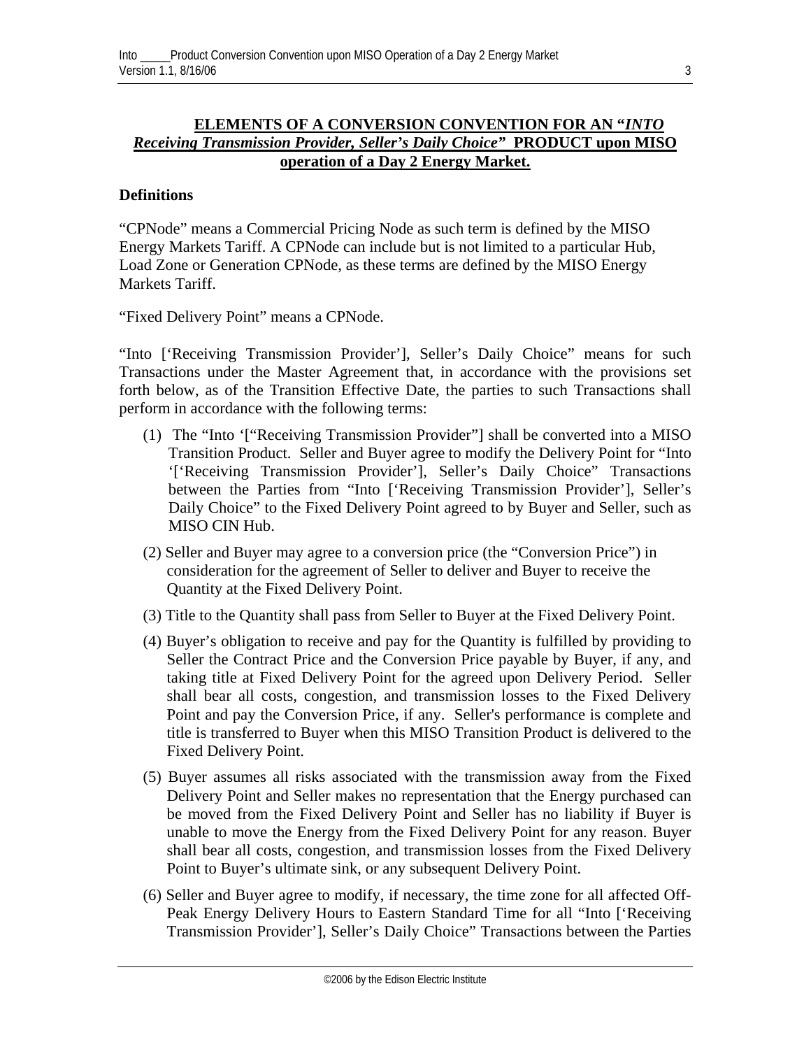## **ELEMENTS OF A CONVERSION CONVENTION FOR AN "*INTO Receiving Transmission Provider, Seller's Daily Choice*" PRODUCT upon MISO operation of a Day 2 Energy Market.**

**Definitions**

"CPNode" means a Commercial Pricing Node as such term is defined by the MISO Energy Markets Tariff. A CPNode can include but is not limited to a particular Hub, Load Zone or Generation CPNode, as these terms are defined by the MISO Energy Markets Tariff.

"Fixed Delivery Point" means a CPNode.

"Into ['Receiving Transmission Provider'], Seller's Daily Choice" means for such Transactions under the Master Agreement that, in accordance with the provisions set forth below, as of the Transition Effective Date, the parties to such Transactions shall perform in accordance with the following terms:

(1) The "Into '["Receiving Transmission Provider"] shall be converted into a MISO Transition Product. Seller and Buyer agree to modify the Delivery Point for "Into '['Receiving Transmission Provider'], Seller's Daily Choice" Transactions between the Parties from "Into ['Receiving Transmission Provider'], Seller's Daily Choice" to the Fixed Delivery Point agreed to by Buyer and Seller, such as MISO CIN Hub.

(2) Seller and Buyer may agree to a conversion price (the "Conversion Price") in consideration for the agreement of Seller to deliver and Buyer to receive the Quantity at the Fixed Delivery Point.

(3) Title to the Quantity shall pass from Seller to Buyer at the Fixed Delivery Point.

(4) Buyer's obligation to receive and pay for the Quantity is fulfilled by providing to Seller the Contract Price and the Conversion Price payable by Buyer, if any, and taking title at Fixed Delivery Point for the agreed upon Delivery Period. Seller shall bear all costs, congestion, and transmission losses to the Fixed Delivery Point and pay the Conversion Price, if any. Seller's performance is complete and title is transferred to Buyer when this MISO Transition Product is delivered to the Fixed Delivery Point.

(5) Buyer assumes all risks associated with the transmission away from the Fixed Delivery Point and Seller makes no representation that the Energy purchased can be moved from the Fixed Delivery Point and Seller has no liability if Buyer is unable to move the Energy from the Fixed Delivery Point for any reason. Buyer shall bear all costs, congestion, and transmission losses from the Fixed Delivery Point to Buyer's ultimate sink, or any subsequent Delivery Point.

(6) Seller and Buyer agree to modify, if necessary, the time zone for all affected Off-Peak Energy Delivery Hours to Eastern Standard Time for all "Into ['Receiving Transmission Provider'], Seller's Daily Choice" Transactions between the Parties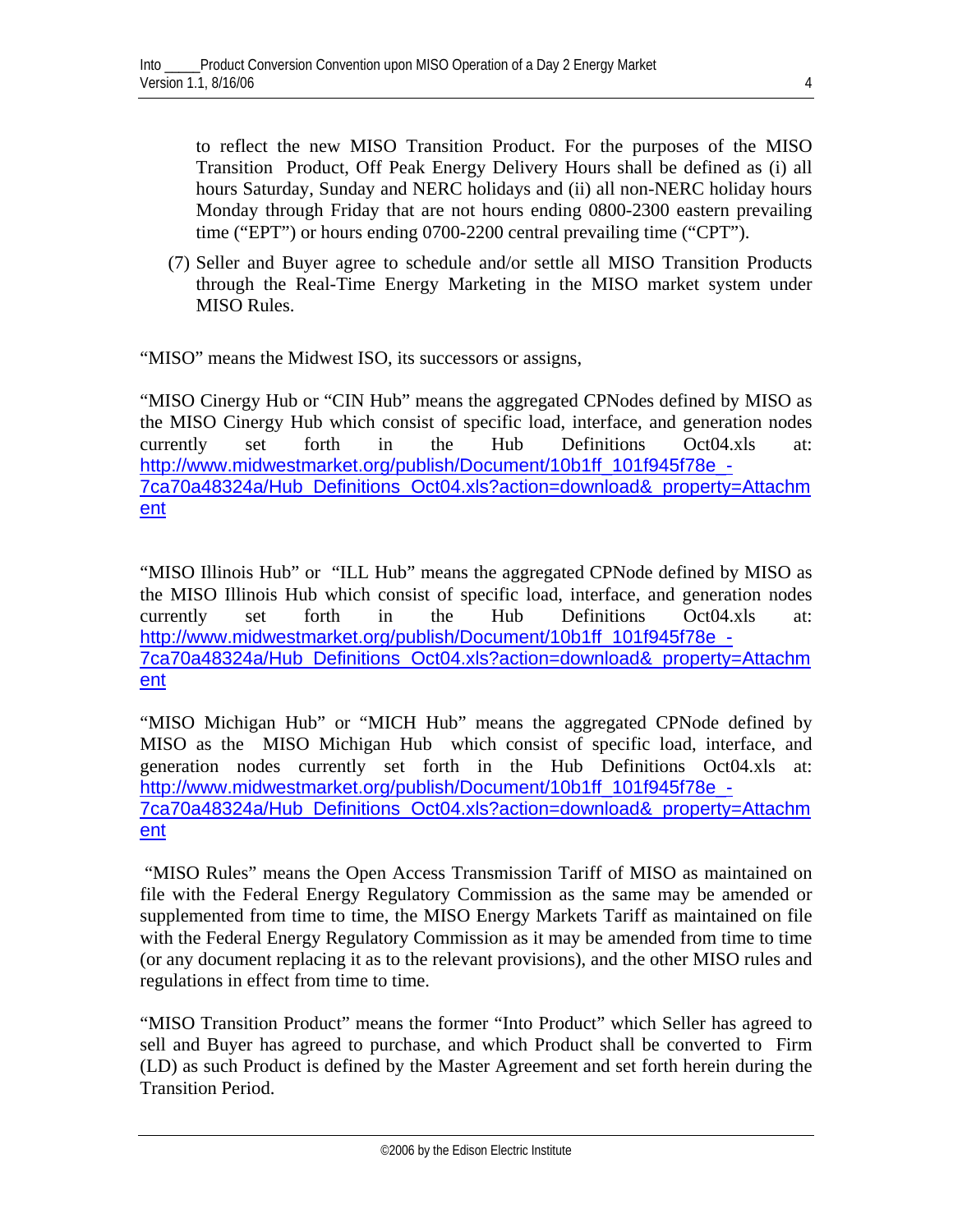to reflect the new MISO Transition Product. For the purposes of the MISO Transition Product, Off Peak Energy Delivery Hours shall be defined as (i) all hours Saturday, Sunday and NERC holidays and (ii) all non-NERC holiday hours Monday through Friday that are not hours ending 0800-2300 eastern prevailing time ("EPT") or hours ending 0700-2200 central prevailing time ("CPT").

(7) Seller and Buyer agree to schedule and/or settle all MISO Transition Products through the Real-Time Energy Marketing in the MISO market system under MISO Rules.

"MISO" means the Midwest ISO, its successors or assigns,

"MISO Cinergy Hub or "CIN Hub" means the aggregated CPNodes defined by MISO as the MISO Cinergy Hub which consist of specific load, interface, and generation nodes currently set forth in the Hub Definitions Oct04.xls at: http://www.midwestmarket.org/publish/Document/10b1ff_101f945f78e_-7ca70a48324a/Hub_Definitions_Oct04.xls?action=download&_property=Attachment

"MISO Illinois Hub" or "ILL Hub" means the aggregated CPNode defined by MISO as the MISO Illinois Hub which consist of specific load, interface, and generation nodes currently set forth in the Hub Definitions Oct04.xls at: http://www.midwestmarket.org/publish/Document/10b1ff_101f945f78e_-7ca70a48324a/Hub_Definitions_Oct04.xls?action=download&_property=Attachment

"MISO Michigan Hub" or "MICH Hub" means the aggregated CPNode defined by MISO as the MISO Michigan Hub which consist of specific load, interface, and generation nodes currently set forth in the Hub Definitions Oct04.xls at: http://www.midwestmarket.org/publish/Document/10b1ff_101f945f78e_-7ca70a48324a/Hub_Definitions_Oct04.xls?action=download&_property=Attachment

"MISO Rules" means the Open Access Transmission Tariff of MISO as maintained on file with the Federal Energy Regulatory Commission as the same may be amended or supplemented from time to time, the MISO Energy Markets Tariff as maintained on file with the Federal Energy Regulatory Commission as it may be amended from time to time (or any document replacing it as to the relevant provisions), and the other MISO rules and regulations in effect from time to time.

"MISO Transition Product" means the former "Into Product" which Seller has agreed to sell and Buyer has agreed to purchase, and which Product shall be converted to Firm (LD) as such Product is defined by the Master Agreement and set forth herein during the Transition Period.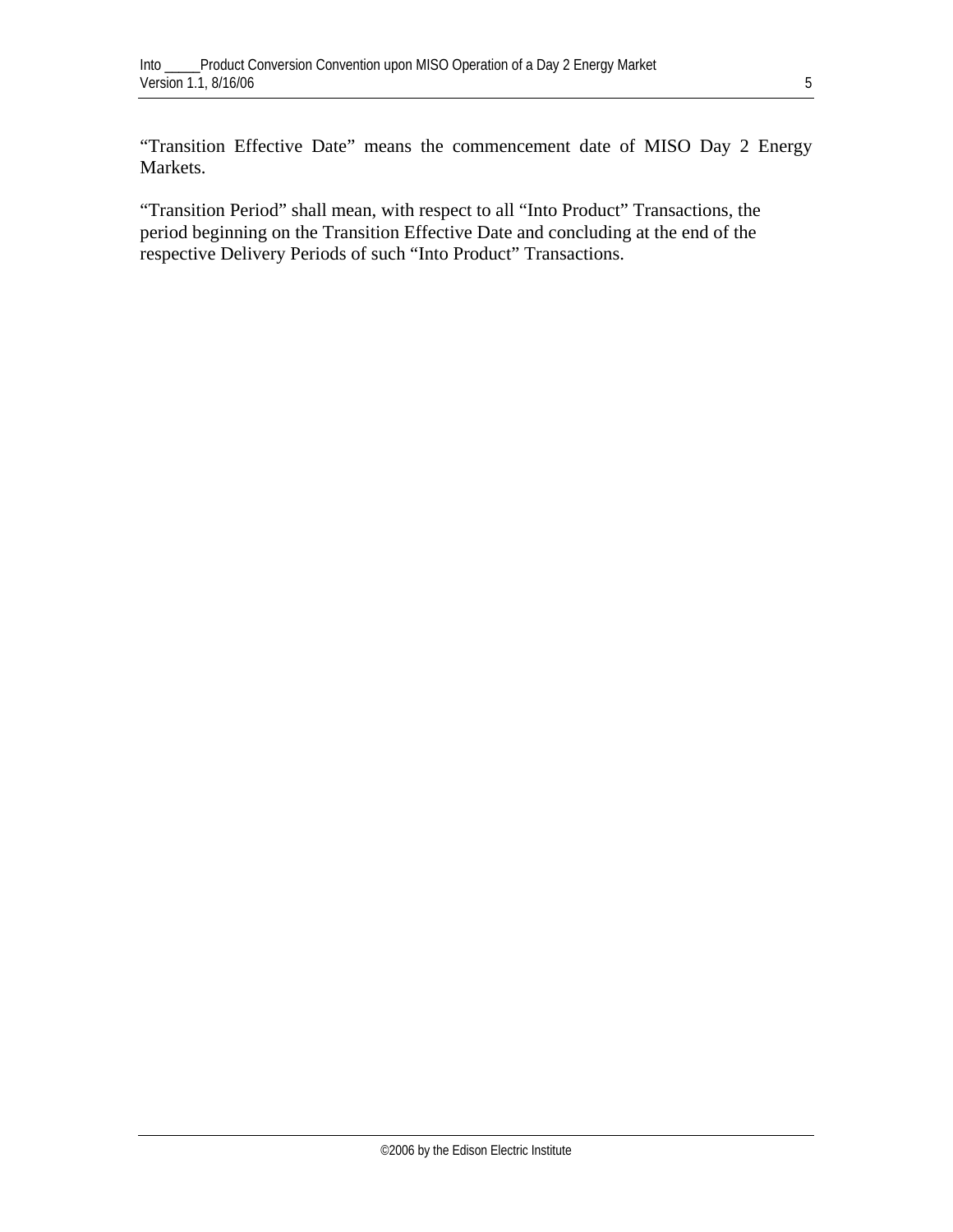"Transition Effective Date" means the commencement date of MISO Day 2 Energy Markets.

"Transition Period" shall mean, with respect to all "Into Product" Transactions, the period beginning on the Transition Effective Date and concluding at the end of the respective Delivery Periods of such "Into Product" Transactions.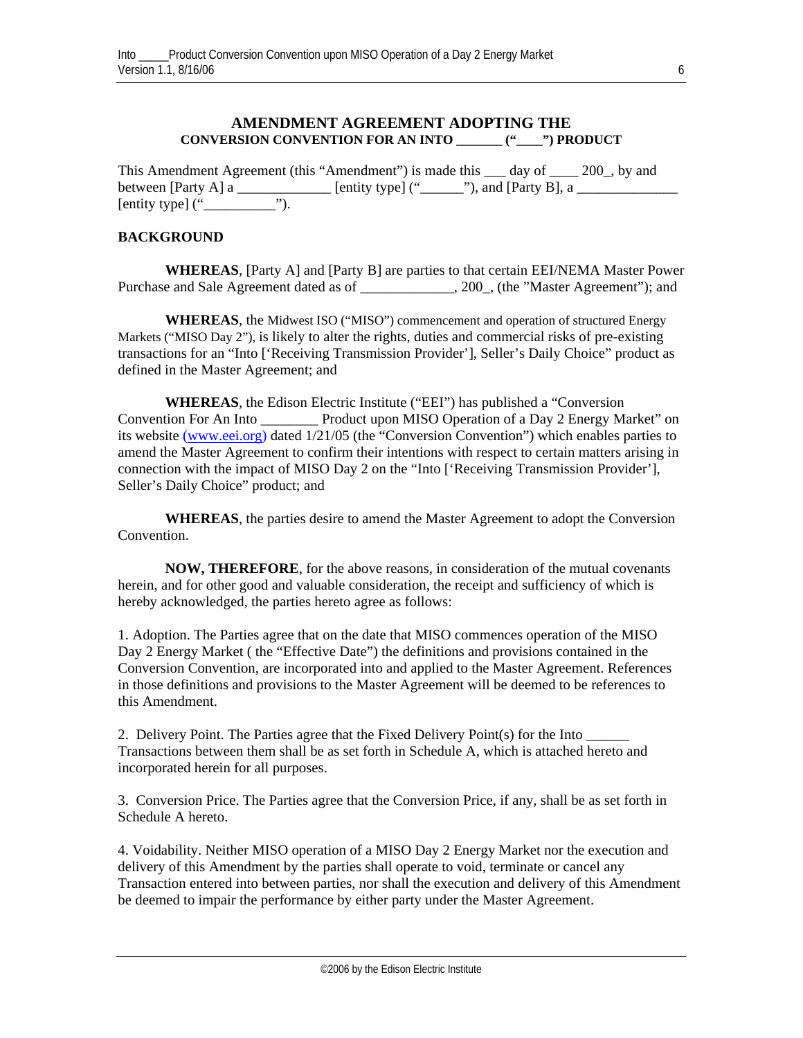# AMENDMENT AGREEMENT ADOPTING THE
## CONVERSION CONVENTION FOR AN INTO _______ ("____") PRODUCT

This Amendment Agreement (this "Amendment") is made this ___ day of ____ 200_, by and between [Party A] a _____________ [entity type] ("______"), and [Party B], a ______________ [entity type] ("__________").

**BACKGROUND**

**WHEREAS**, [Party A] and [Party B] are parties to that certain EEI/NEMA Master Power Purchase and Sale Agreement dated as of _____________, 200_, (the "Master Agreement"); and

**WHEREAS**, the Midwest ISO ("MISO") commencement and operation of structured Energy Markets ("MISO Day 2"), is likely to alter the rights, duties and commercial risks of pre-existing transactions for an "Into ['Receiving Transmission Provider'], Seller's Daily Choice" product as defined in the Master Agreement; and

**WHEREAS**, the Edison Electric Institute ("EEI") has published a "Conversion Convention For An Into ________ Product upon MISO Operation of a Day 2 Energy Market" on its website (www.eei.org) dated 1/21/05 (the "Conversion Convention") which enables parties to amend the Master Agreement to confirm their intentions with respect to certain matters arising in connection with the impact of MISO Day 2 on the "Into ['Receiving Transmission Provider'], Seller's Daily Choice" product; and

**WHEREAS**, the parties desire to amend the Master Agreement to adopt the Conversion Convention.

**NOW, THEREFORE**, for the above reasons, in consideration of the mutual covenants herein, and for other good and valuable consideration, the receipt and sufficiency of which is hereby acknowledged, the parties hereto agree as follows:

1. Adoption. The Parties agree that on the date that MISO commences operation of the MISO Day 2 Energy Market ( the "Effective Date") the definitions and provisions contained in the Conversion Convention, are incorporated into and applied to the Master Agreement. References in those definitions and provisions to the Master Agreement will be deemed to be references to this Amendment.

2. Delivery Point. The Parties agree that the Fixed Delivery Point(s) for the Into ______ Transactions between them shall be as set forth in Schedule A, which is attached hereto and incorporated herein for all purposes.

3. Conversion Price. The Parties agree that the Conversion Price, if any, shall be as set forth in Schedule A hereto.

4. Voidability. Neither MISO operation of a MISO Day 2 Energy Market nor the execution and delivery of this Amendment by the parties shall operate to void, terminate or cancel any Transaction entered into between parties, nor shall the execution and delivery of this Amendment be deemed to impair the performance by either party under the Master Agreement.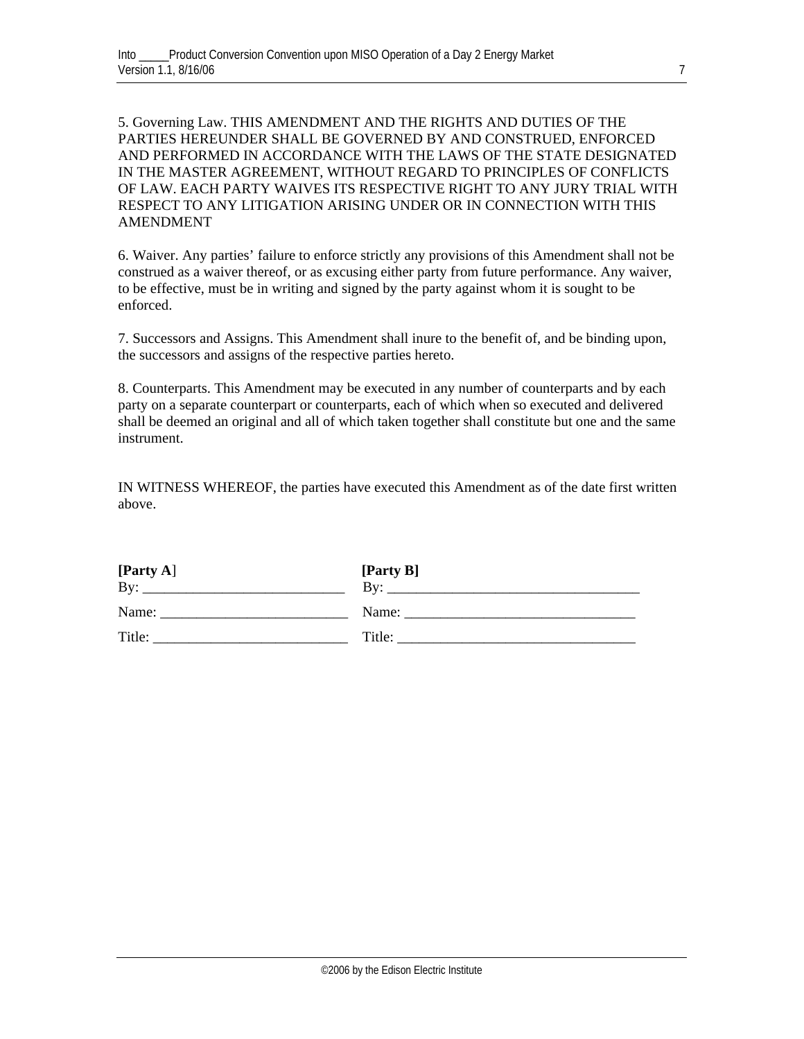5. Governing Law. THIS AMENDMENT AND THE RIGHTS AND DUTIES OF THE PARTIES HEREUNDER SHALL BE GOVERNED BY AND CONSTRUED, ENFORCED AND PERFORMED IN ACCORDANCE WITH THE LAWS OF THE STATE DESIGNATED IN THE MASTER AGREEMENT, WITHOUT REGARD TO PRINCIPLES OF CONFLICTS OF LAW. EACH PARTY WAIVES ITS RESPECTIVE RIGHT TO ANY JURY TRIAL WITH RESPECT TO ANY LITIGATION ARISING UNDER OR IN CONNECTION WITH THIS AMENDMENT

6. Waiver. Any parties' failure to enforce strictly any provisions of this Amendment shall not be construed as a waiver thereof, or as excusing either party from future performance. Any waiver, to be effective, must be in writing and signed by the party against whom it is sought to be enforced.

7. Successors and Assigns. This Amendment shall inure to the benefit of, and be binding upon, the successors and assigns of the respective parties hereto.

8. Counterparts. This Amendment may be executed in any number of counterparts and by each party on a separate counterpart or counterparts, each of which when so executed and delivered shall be deemed an original and all of which taken together shall constitute but one and the same instrument.

IN WITNESS WHEREOF, the parties have executed this Amendment as of the date first written above.

| | |
|---|---|
| **[Party A]** | **[Party B]** |
| By: ____________________________ | By: ____________________________________ |
| Name: __________________________ | Name: ________________________________ |
| Title: ___________________________ | Title: _________________________________ |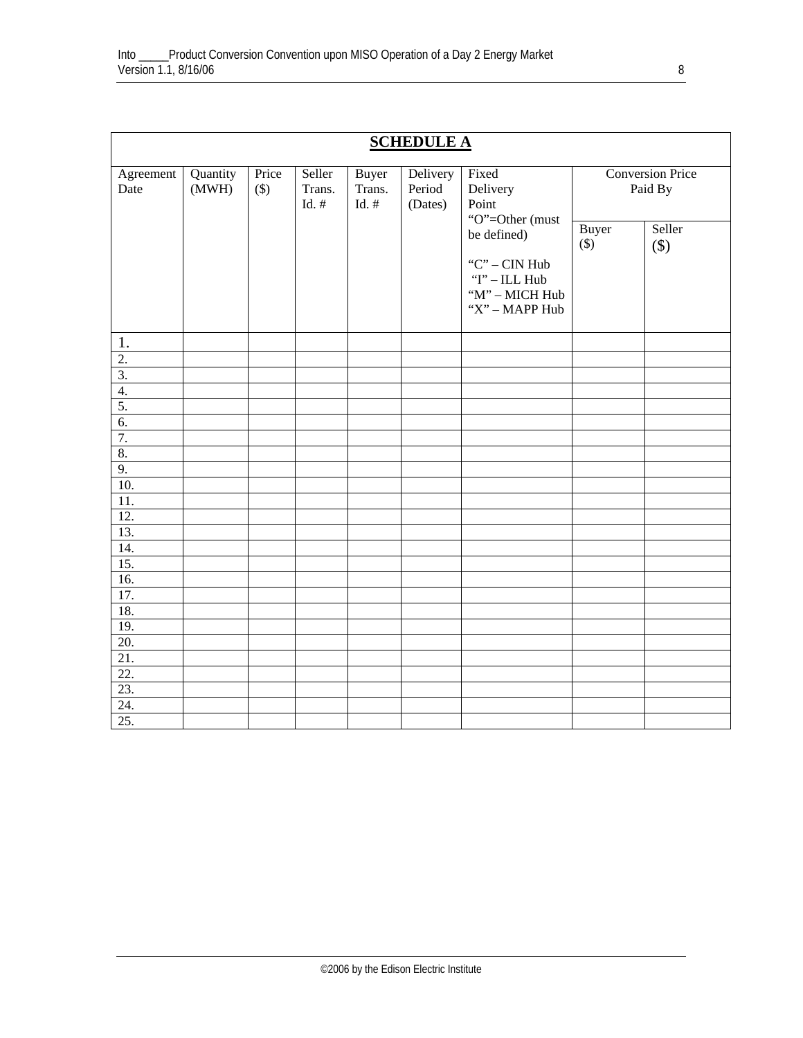| **SCHEDULE A** | | | | | | | | |
|---|---|---|---|---|---|---|---|---|
| Agreement Date | Quantity (MWH) | Price ($) | Seller Trans. Id. # | Buyer Trans. Id. # | Delivery Period (Dates) | Fixed Delivery Point "O"=Other (must be defined) "C" – CIN Hub "I" – ILL Hub "M" – MICH Hub "X" – MAPP Hub | Conversion Price Paid By | |
| | | | | | | | Buyer ($) | Seller ($) |
| 1. | | | | | | | | |
| 2. | | | | | | | | |
| 3. | | | | | | | | |
| 4. | | | | | | | | |
| 5. | | | | | | | | |
| 6. | | | | | | | | |
| 7. | | | | | | | | |
| 8. | | | | | | | | |
| 9. | | | | | | | | |
| 10. | | | | | | | | |
| 11. | | | | | | | | |
| 12. | | | | | | | | |
| 13. | | | | | | | | |
| 14. | | | | | | | | |
| 15. | | | | | | | | |
| 16. | | | | | | | | |
| 17. | | | | | | | | |
| 18. | | | | | | | | |
| 19. | | | | | | | | |
| 20. | | | | | | | | |
| 21. | | | | | | | | |
| 22. | | | | | | | | |
| 23. | | | | | | | | |
| 24. | | | | | | | | |
| 25. | | | | | | | | |